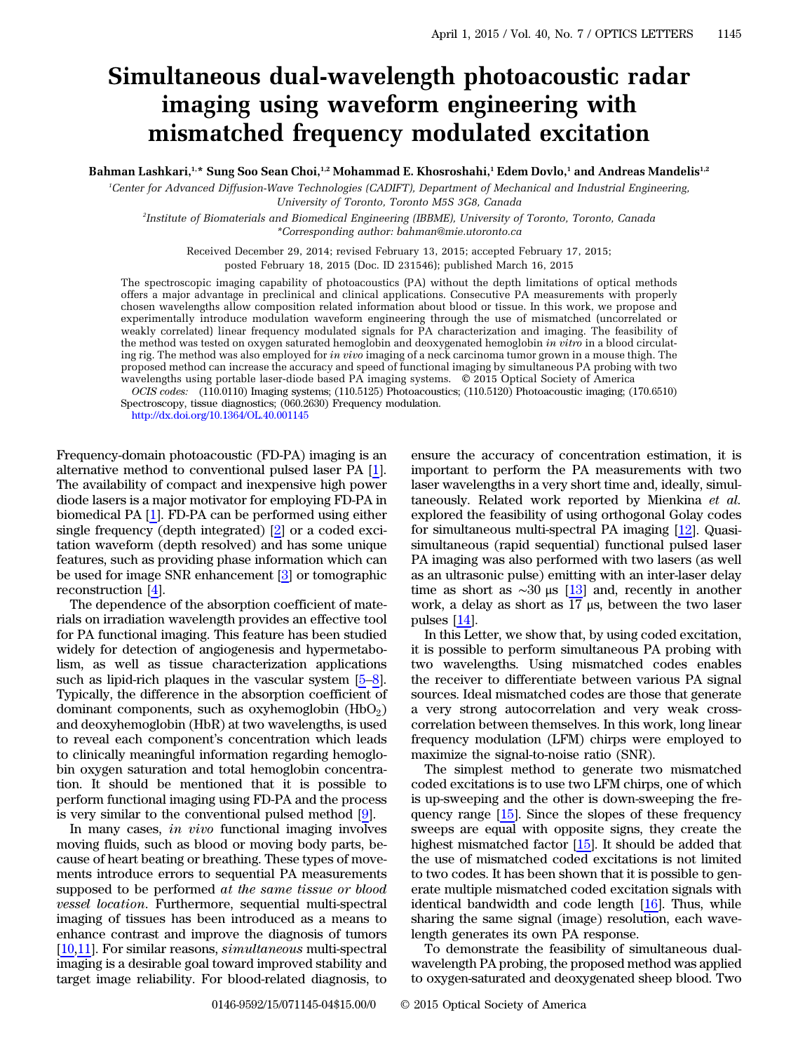# Simultaneous dual-wavelength photoacoustic radar imaging using waveform engineering with mismatched frequency modulated excitation

**Bahman Lashkari,[1,*] Sung Soo Sean Choi,[1,2] Mohammad E. Khosroshahi,[1] Edem Dovlo,[1] and Andreas Mandelis[1,2]**

[1]*Center for Advanced Diffusion-Wave Technologies (CADIFT), Department of Mechanical and Industrial Engineering, University of Toronto, Toronto M5S 3G8, Canada*

[2]*Institute of Biomaterials and Biomedical Engineering (IBBME), University of Toronto, Toronto, Canada*

*\*Corresponding author: bahman@mie.utoronto.ca*

Received December 29, 2014; revised February 13, 2015; accepted February 17, 2015; posted February 18, 2015 (Doc. ID 231546); published March 16, 2015

The spectroscopic imaging capability of photoacoustics (PA) without the depth limitations of optical methods offers a major advantage in preclinical and clinical applications. Consecutive PA measurements with properly chosen wavelengths allow composition related information about blood or tissue. In this work, we propose and experimentally introduce modulation waveform engineering through the use of mismatched (uncorrelated or weakly correlated) linear frequency modulated signals for PA characterization and imaging. The feasibility of the method was tested on oxygen saturated hemoglobin and deoxygenated hemoglobin *in vitro* in a blood circulating rig. The method was also employed for *in vivo* imaging of a neck carcinoma tumor grown in a mouse thigh. The proposed method can increase the accuracy and speed of functional imaging by simultaneous PA probing with two wavelengths using portable laser-diode based PA imaging systems. © 2015 Optical Society of America

*OCIS codes:* (110.0110) Imaging systems; (110.5125) Photoacoustics; (110.5120) Photoacoustic imaging; (170.6510) Spectroscopy, tissue diagnostics; (060.2630) Frequency modulation.

http://dx.doi.org/10.1364/OL.40.001145

Frequency-domain photoacoustic (FD-PA) imaging is an alternative method to conventional pulsed laser PA [1]. The availability of compact and inexpensive high power diode lasers is a major motivator for employing FD-PA in biomedical PA [1]. FD-PA can be performed using either single frequency (depth integrated) [2] or a coded excitation waveform (depth resolved) and has some unique features, such as providing phase information which can be used for image SNR enhancement [3] or tomographic reconstruction [4].

The dependence of the absorption coefficient of materials on irradiation wavelength provides an effective tool for PA functional imaging. This feature has been studied widely for detection of angiogenesis and hypermetabolism, as well as tissue characterization applications such as lipid-rich plaques in the vascular system [5–8]. Typically, the difference in the absorption coefficient of dominant components, such as oxyhemoglobin ($HbO_2$) and deoxyhemoglobin (HbR) at two wavelengths, is used to reveal each component's concentration which leads to clinically meaningful information regarding hemoglobin oxygen saturation and total hemoglobin concentration. It should be mentioned that it is possible to perform functional imaging using FD-PA and the process is very similar to the conventional pulsed method [9].

In many cases, *in vivo* functional imaging involves moving fluids, such as blood or moving body parts, because of heart beating or breathing. These types of movements introduce errors to sequential PA measurements supposed to be performed *at the same tissue or blood vessel location*. Furthermore, sequential multi-spectral imaging of tissues has been introduced as a means to enhance contrast and improve the diagnosis of tumors [10,11]. For similar reasons, *simultaneous* multi-spectral imaging is a desirable goal toward improved stability and target image reliability. For blood-related diagnosis, to ensure the accuracy of concentration estimation, it is important to perform the PA measurements with two laser wavelengths in a very short time and, ideally, simultaneously. Related work reported by Mienkina *et al.* explored the feasibility of using orthogonal Golay codes for simultaneous multi-spectral PA imaging [12]. Quasi-simultaneous (rapid sequential) functional pulsed laser PA imaging was also performed with two lasers (as well as an ultrasonic pulse) emitting with an inter-laser delay time as short as ~30 μs [13] and, recently in another work, a delay as short as 17 μs, between the two laser pulses [14].

In this Letter, we show that, by using coded excitation, it is possible to perform simultaneous PA probing with two wavelengths. Using mismatched codes enables the receiver to differentiate between various PA signal sources. Ideal mismatched codes are those that generate a very strong autocorrelation and very weak cross-correlation between themselves. In this work, long linear frequency modulation (LFM) chirps were employed to maximize the signal-to-noise ratio (SNR).

The simplest method to generate two mismatched coded excitations is to use two LFM chirps, one of which is up-sweeping and the other is down-sweeping the frequency range [15]. Since the slopes of these frequency sweeps are equal with opposite signs, they create the highest mismatched factor [15]. It should be added that the use of mismatched coded excitations is not limited to two codes. It has been shown that it is possible to generate multiple mismatched coded excitation signals with identical bandwidth and code length [16]. Thus, while sharing the same signal (image) resolution, each wavelength generates its own PA response.

To demonstrate the feasibility of simultaneous dual-wavelength PA probing, the proposed method was applied to oxygen-saturated and deoxygenated sheep blood. Two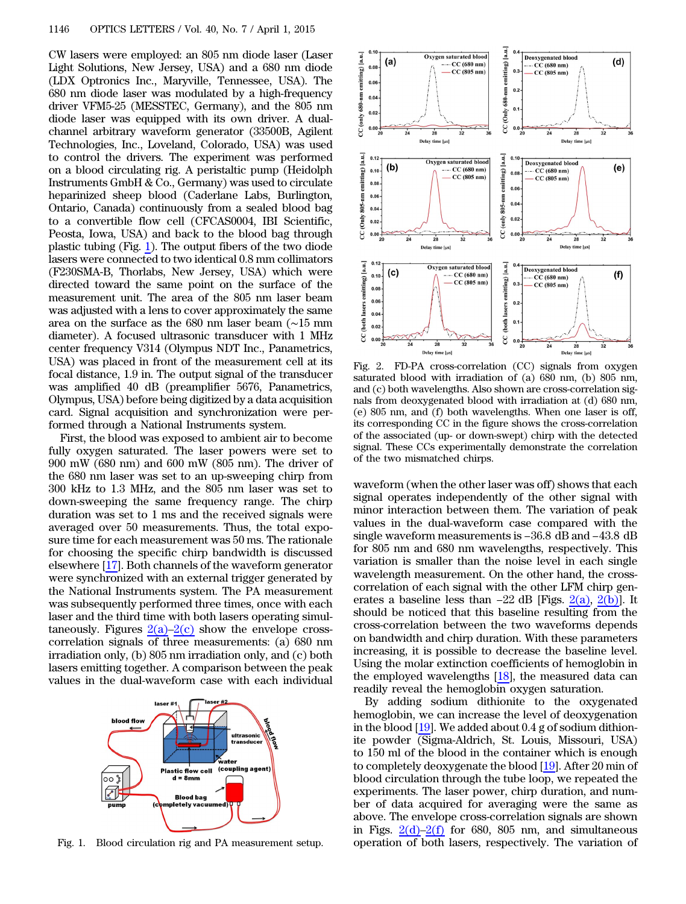CW lasers were employed: an 805 nm diode laser (Laser Light Solutions, New Jersey, USA) and a 680 nm diode (LDX Optronics Inc., Maryville, Tennessee, USA). The 680 nm diode laser was modulated by a high-frequency driver VFM5-25 (MESSTEC, Germany), and the 805 nm diode laser was equipped with its own driver. A dual-channel arbitrary waveform generator (33500B, Agilent Technologies, Inc., Loveland, Colorado, USA) was used to control the drivers. The experiment was performed on a blood circulating rig. A peristaltic pump (Heidolph Instruments GmbH & Co., Germany) was used to circulate heparinized sheep blood (Caderlane Labs, Burlington, Ontario, Canada) continuously from a sealed blood bag to a convertible flow cell (CFCAS0004, IBI Scientific, Peosta, Iowa, USA) and back to the blood bag through plastic tubing (Fig. 1). The output fibers of the two diode lasers were connected to two identical 0.8 mm collimators (F230SMA-B, Thorlabs, New Jersey, USA) which were directed toward the same point on the surface of the measurement unit. The area of the 805 nm laser beam was adjusted with a lens to cover approximately the same area on the surface as the 680 nm laser beam (~15 mm diameter). A focused ultrasonic transducer with 1 MHz center frequency V314 (Olympus NDT Inc., Panametrics, USA) was placed in front of the measurement cell at its focal distance, 1.9 in. The output signal of the transducer was amplified 40 dB (preamplifier 5676, Panametrics, Olympus, USA) before being digitized by a data acquisition card. Signal acquisition and synchronization were performed through a National Instruments system.

First, the blood was exposed to ambient air to become fully oxygen saturated. The laser powers were set to 900 mW (680 nm) and 600 mW (805 nm). The driver of the 680 nm laser was set to an up-sweeping chirp from 300 kHz to 1.3 MHz, and the 805 nm laser was set to down-sweeping the same frequency range. The chirp duration was set to 1 ms and the received signals were averaged over 50 measurements. Thus, the total exposure time for each measurement was 50 ms. The rationale for choosing the specific chirp bandwidth is discussed elsewhere [17]. Both channels of the waveform generator were synchronized with an external trigger generated by the National Instruments system. The PA measurement was subsequently performed three times, once with each laser and the third time with both lasers operating simultaneously. Figures 2(a)–2(c) show the envelope cross-correlation signals of three measurements: (a) 680 nm irradiation only, (b) 805 nm irradiation only, and (c) both lasers emitting together. A comparison between the peak values in the dual-waveform case with each individual waveform (when the other laser was off) shows that each signal operates independently of the other signal with minor interaction between them. The variation of peak values in the dual-waveform case compared with the single waveform measurements is −36.8 dB and −43.8 dB for 805 nm and 680 nm wavelengths, respectively. This variation is smaller than the noise level in each single wavelength measurement. On the other hand, the cross-correlation of each signal with the other LFM chirp generates a baseline less than −22 dB [Figs. 2(a), 2(b)]. It should be noticed that this baseline resulting from the cross-correlation between the two waveforms depends on bandwidth and chirp duration. With these parameters increasing, it is possible to decrease the baseline level. Using the molar extinction coefficients of hemoglobin in the employed wavelengths [18], the measured data can readily reveal the hemoglobin oxygen saturation.

Fig. 1. Blood circulation rig and PA measurement setup.

Fig. 2. FD-PA cross-correlation (CC) signals from oxygen saturated blood with irradiation of (a) 680 nm, (b) 805 nm, and (c) both wavelengths. Also shown are cross-correlation signals from deoxygenated blood with irradiation at (d) 680 nm, (e) 805 nm, and (f) both wavelengths. When one laser is off, its corresponding CC in the figure shows the cross-correlation of the associated (up- or down-swept) chirp with the detected signal. These CCs experimentally demonstrate the correlation of the two mismatched chirps.

By adding sodium dithionite to the oxygenated hemoglobin, we can increase the level of deoxygenation in the blood [19]. We added about 0.4 g of sodium dithionite powder (Sigma-Aldrich, St. Louis, Missouri, USA) to 150 ml of the blood in the container which is enough to completely deoxygenate the blood [19]. After 20 min of blood circulation through the tube loop, we repeated the experiments. The laser power, chirp duration, and number of data acquired for averaging were the same as above. The envelope cross-correlation signals are shown in Figs. 2(d)–2(f) for 680, 805 nm, and simultaneous operation of both lasers, respectively. The variation of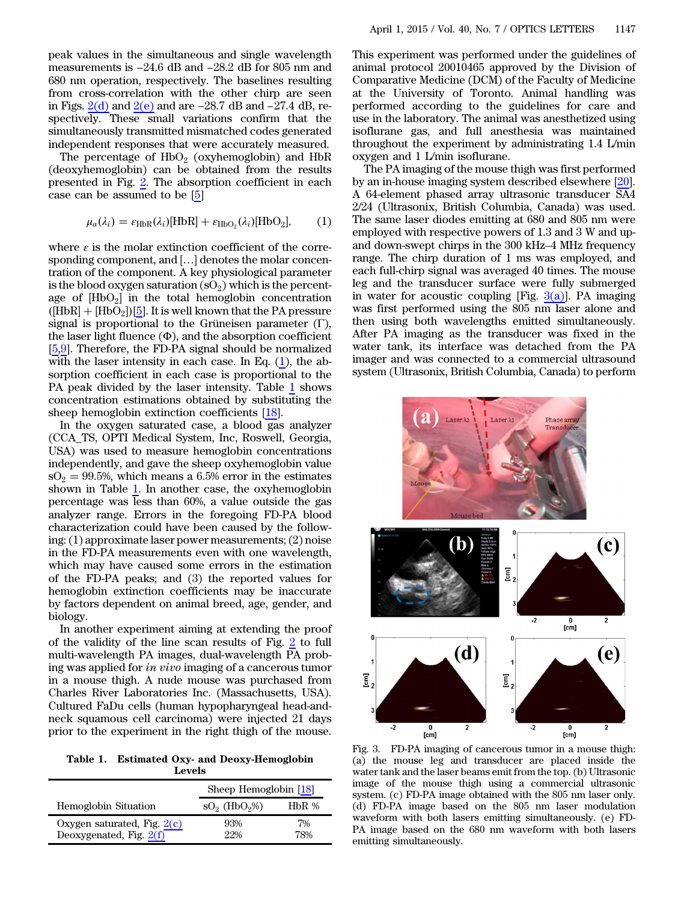peak values in the simultaneous and single wavelength measurements is −24.6 dB and −28.2 dB for 805 nm and 680 nm operation, respectively. The baselines resulting from cross-correlation with the other chirp are seen in Figs. 2(d) and 2(e) and are −28.7 dB and −27.4 dB, respectively. These small variations confirm that the simultaneously transmitted mismatched codes generated independent responses that were accurately measured.

The percentage of $HbO_2$ (oxyhemoglobin) and HbR (deoxyhemoglobin) can be obtained from the results presented in Fig. 2. The absorption coefficient in each case can be assumed to be [5]

$$\mu_a(\lambda_i) = \varepsilon_{\mathrm{HbR}}(\lambda_i)[\mathrm{HbR}] + \varepsilon_{\mathrm{HbO_2}}(\lambda_i)[\mathrm{HbO_2}], \qquad (1)$$

where $\varepsilon$ is the molar extinction coefficient of the corresponding component, and […] denotes the molar concentration of the component. A key physiological parameter is the blood oxygen saturation ($sO_2$) which is the percentage of $[HbO_2]$ in the total hemoglobin concentration ($[HbR] + [HbO_2]$)[5]. It is well known that the PA pressure signal is proportional to the Grüneisen parameter ($\Gamma$), the laser light fluence ($\Phi$), and the absorption coefficient [5,9]. Therefore, the FD-PA signal should be normalized with the laser intensity in each case. In Eq. (1), the absorption coefficient in each case is proportional to the PA peak divided by the laser intensity. Table 1 shows concentration estimations obtained by substituting the sheep hemoglobin extinction coefficients [18].

In the oxygen saturated case, a blood gas analyzer (CCA_TS, OPTI Medical System, Inc, Roswell, Georgia, USA) was used to measure hemoglobin concentrations independently, and gave the sheep oxyhemoglobin value $sO_2 = 99.5\%$, which means a 6.5% error in the estimates shown in Table 1. In another case, the oxyhemoglobin percentage was less than 60%, a value outside the gas analyzer range. Errors in the foregoing FD-PA blood characterization could have been caused by the following: (1) approximate laser power measurements; (2) noise in the FD-PA measurements even with one wavelength, which may have caused some errors in the estimation of the FD-PA peaks; and (3) the reported values for hemoglobin extinction coefficients may be inaccurate by factors dependent on animal breed, age, gender, and biology.

In another experiment aiming at extending the proof of the validity of the line scan results of Fig. 2 to full multi-wavelength PA images, dual-wavelength PA probing was applied for *in vivo* imaging of a cancerous tumor in a mouse thigh. A nude mouse was purchased from Charles River Laboratories Inc. (Massachusetts, USA). Cultured FaDu cells (human hypopharyngeal head-and-neck squamous cell carcinoma) were injected 21 days prior to the experiment in the right thigh of the mouse.

**Table 1. Estimated Oxy- and Deoxy-Hemoglobin Levels**

| | Sheep Hemoglobin [18] | |
|---|---|---|
| Hemoglobin Situation | $sO_2$ ($HbO_2$%) | HbR % |
| Oxygen saturated, Fig. 2(c) | 93% | 7% |
| Deoxygenated, Fig. 2(f) | 22% | 78% |

This experiment was performed under the guidelines of animal protocol 20010465 approved by the Division of Comparative Medicine (DCM) of the Faculty of Medicine at the University of Toronto. Animal handling was performed according to the guidelines for care and use in the laboratory. The animal was anesthetized using isoflurane gas, and full anesthesia was maintained throughout the experiment by administrating 1.4 L/min oxygen and 1 L/min isoflurane.

The PA imaging of the mouse thigh was first performed by an in-house imaging system described elsewhere [20]. A 64-element phased array ultrasonic transducer SA4 2/24 (Ultrasonix, British Columbia, Canada) was used. The same laser diodes emitting at 680 and 805 nm were employed with respective powers of 1.3 and 3 W and up- and down-swept chirps in the 300 kHz–4 MHz frequency range. The chirp duration of 1 ms was employed, and each full-chirp signal was averaged 40 times. The mouse leg and the transducer surface were fully submerged in water for acoustic coupling [Fig. 3(a)]. PA imaging was first performed using the 805 nm laser alone and then using both wavelengths emitted simultaneously. After PA imaging as the transducer was fixed in the water tank, its interface was detached from the PA imager and was connected to a commercial ultrasound system (Ultrasonix, British Columbia, Canada) to perform

Fig. 3. FD-PA imaging of cancerous tumor in a mouse thigh: (a) the mouse leg and transducer are placed inside the water tank and the laser beams emit from the top. (b) Ultrasonic image of the mouse thigh using a commercial ultrasonic system. (c) FD-PA image obtained with the 805 nm laser only. (d) FD-PA image based on the 805 nm laser modulation waveform with both lasers emitting simultaneously. (e) FD-PA image based on the 680 nm waveform with both lasers emitting simultaneously.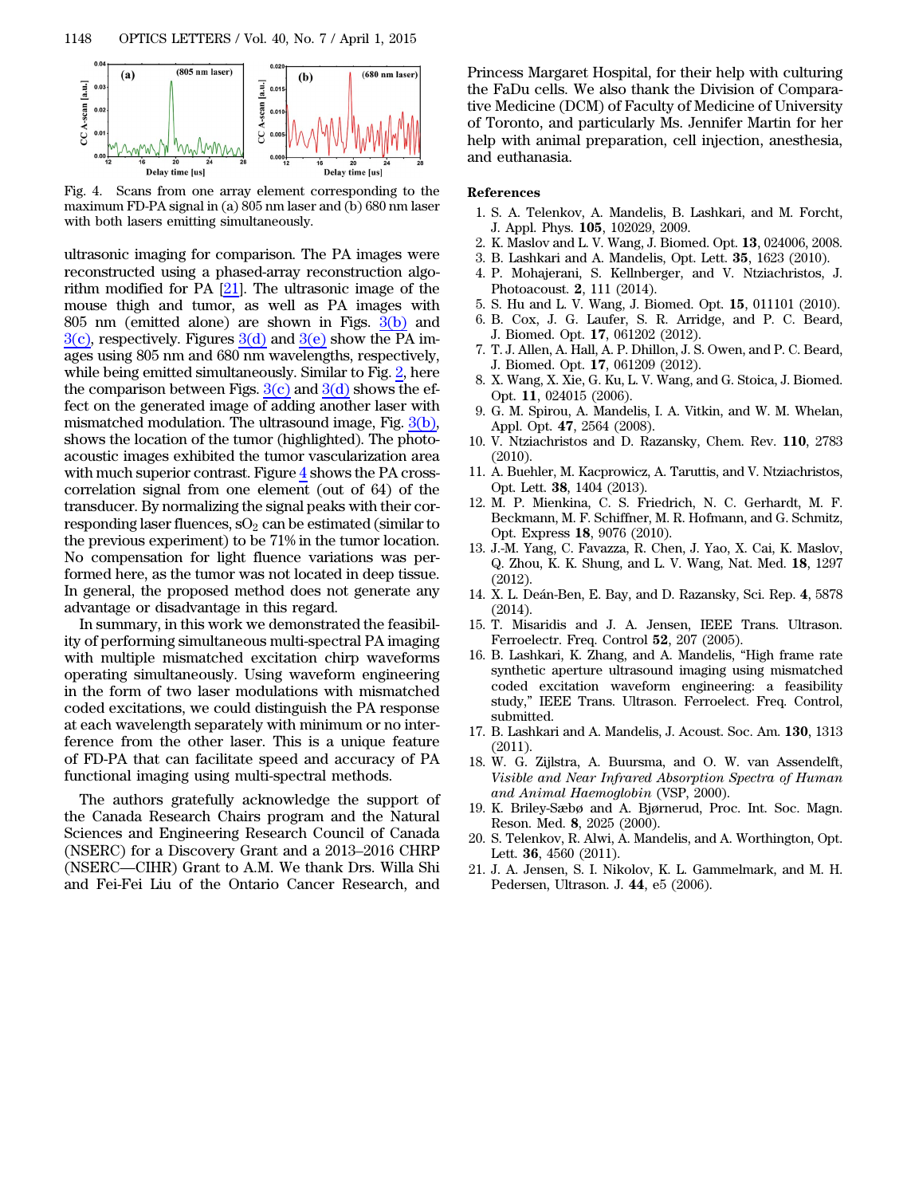(a) (805 nm laser)

CC A-scan [a.u.]

0.00 0.01 0.02 0.03 0.04

12 16 20 24 28

Delay time [us]

(b) (680 nm laser)

CC A-scan [a.u.]

0.000 0.005 0.010 0.015 0.020

12 16 20 24 28

Delay time [us]

Fig. 4. Scans from one array element corresponding to the maximum FD-PA signal in (a) 805 nm laser and (b) 680 nm laser with both lasers emitting simultaneously.

ultrasonic imaging for comparison. The PA images were reconstructed using a phased-array reconstruction algorithm modified for PA [21]. The ultrasonic image of the mouse thigh and tumor, as well as PA images with 805 nm (emitted alone) are shown in Figs. 3(b) and 3(c), respectively. Figures 3(d) and 3(e) show the PA images using 805 nm and 680 nm wavelengths, respectively, while being emitted simultaneously. Similar to Fig. 2, here the comparison between Figs. 3(c) and 3(d) shows the effect on the generated image of adding another laser with mismatched modulation. The ultrasound image, Fig. 3(b), shows the location of the tumor (highlighted). The photoacoustic images exhibited the tumor vascularization area with much superior contrast. Figure 4 shows the PA cross-correlation signal from one element (out of 64) of the transducer. By normalizing the signal peaks with their corresponding laser fluences, $sO_2$ can be estimated (similar to the previous experiment) to be 71% in the tumor location. No compensation for light fluence variations was performed here, as the tumor was not located in deep tissue. In general, the proposed method does not generate any advantage or disadvantage in this regard.

In summary, in this work we demonstrated the feasibility of performing simultaneous multi-spectral PA imaging with multiple mismatched excitation chirp waveforms operating simultaneously. Using waveform engineering in the form of two laser modulations with mismatched coded excitations, we could distinguish the PA response at each wavelength separately with minimum or no interference from the other laser. This is a unique feature of FD-PA that can facilitate speed and accuracy of PA functional imaging using multi-spectral methods.

The authors gratefully acknowledge the support of the Canada Research Chairs program and the Natural Sciences and Engineering Research Council of Canada (NSERC) for a Discovery Grant and a 2013–2016 CHRP (NSERC—CIHR) Grant to A.M. We thank Drs. Willa Shi and Fei-Fei Liu of the Ontario Cancer Research, and Princess Margaret Hospital, for their help with culturing the FaDu cells. We also thank the Division of Comparative Medicine (DCM) of Faculty of Medicine of University of Toronto, and particularly Ms. Jennifer Martin for her help with animal preparation, cell injection, anesthesia, and euthanasia.

## References

1. S. A. Telenkov, A. Mandelis, B. Lashkari, and M. Forcht, J. Appl. Phys. **105**, 102029, 2009.
2. K. Maslov and L. V. Wang, J. Biomed. Opt. **13**, 024006, 2008.
3. B. Lashkari and A. Mandelis, Opt. Lett. **35**, 1623 (2010).
4. P. Mohajerani, S. Kellnberger, and V. Ntziachristos, J. Photoacoust. **2**, 111 (2014).
5. S. Hu and L. V. Wang, J. Biomed. Opt. **15**, 011101 (2010).
6. B. Cox, J. G. Laufer, S. R. Arridge, and P. C. Beard, J. Biomed. Opt. **17**, 061202 (2012).
7. T. J. Allen, A. Hall, A. P. Dhillon, J. S. Owen, and P. C. Beard, J. Biomed. Opt. **17**, 061209 (2012).
8. X. Wang, X. Xie, G. Ku, L. V. Wang, and G. Stoica, J. Biomed. Opt. **11**, 024015 (2006).
9. G. M. Spirou, A. Mandelis, I. A. Vitkin, and W. M. Whelan, Appl. Opt. **47**, 2564 (2008).
10. V. Ntziachristos and D. Razansky, Chem. Rev. **110**, 2783 (2010).
11. A. Buehler, M. Kacprowicz, A. Taruttis, and V. Ntziachristos, Opt. Lett. **38**, 1404 (2013).
12. M. P. Mienkina, C. S. Friedrich, N. C. Gerhardt, M. F. Beckmann, M. F. Schiffner, M. R. Hofmann, and G. Schmitz, Opt. Express **18**, 9076 (2010).
13. J.-M. Yang, C. Favazza, R. Chen, J. Yao, X. Cai, K. Maslov, Q. Zhou, K. K. Shung, and L. V. Wang, Nat. Med. **18**, 1297 (2012).
14. X. L. Deán-Ben, E. Bay, and D. Razansky, Sci. Rep. **4**, 5878 (2014).
15. T. Misaridis and J. A. Jensen, IEEE Trans. Ultrason. Ferroelectr. Freq. Control **52**, 207 (2005).
16. B. Lashkari, K. Zhang, and A. Mandelis, "High frame rate synthetic aperture ultrasound imaging using mismatched coded excitation waveform engineering: a feasibility study," IEEE Trans. Ultrason. Ferroelect. Freq. Control, submitted.
17. B. Lashkari and A. Mandelis, J. Acoust. Soc. Am. **130**, 1313 (2011).
18. W. G. Zijlstra, A. Buursma, and O. W. van Assendelft, *Visible and Near Infrared Absorption Spectra of Human and Animal Haemoglobin* (VSP, 2000).
19. K. Briley-Sæbø and A. Bjørnerud, Proc. Int. Soc. Magn. Reson. Med. **8**, 2025 (2000).
20. S. Telenkov, R. Alwi, A. Mandelis, and A. Worthington, Opt. Lett. **36**, 4560 (2011).
21. J. A. Jensen, S. I. Nikolov, K. L. Gammelmark, and M. H. Pedersen, Ultrason. J. **44**, e5 (2006).